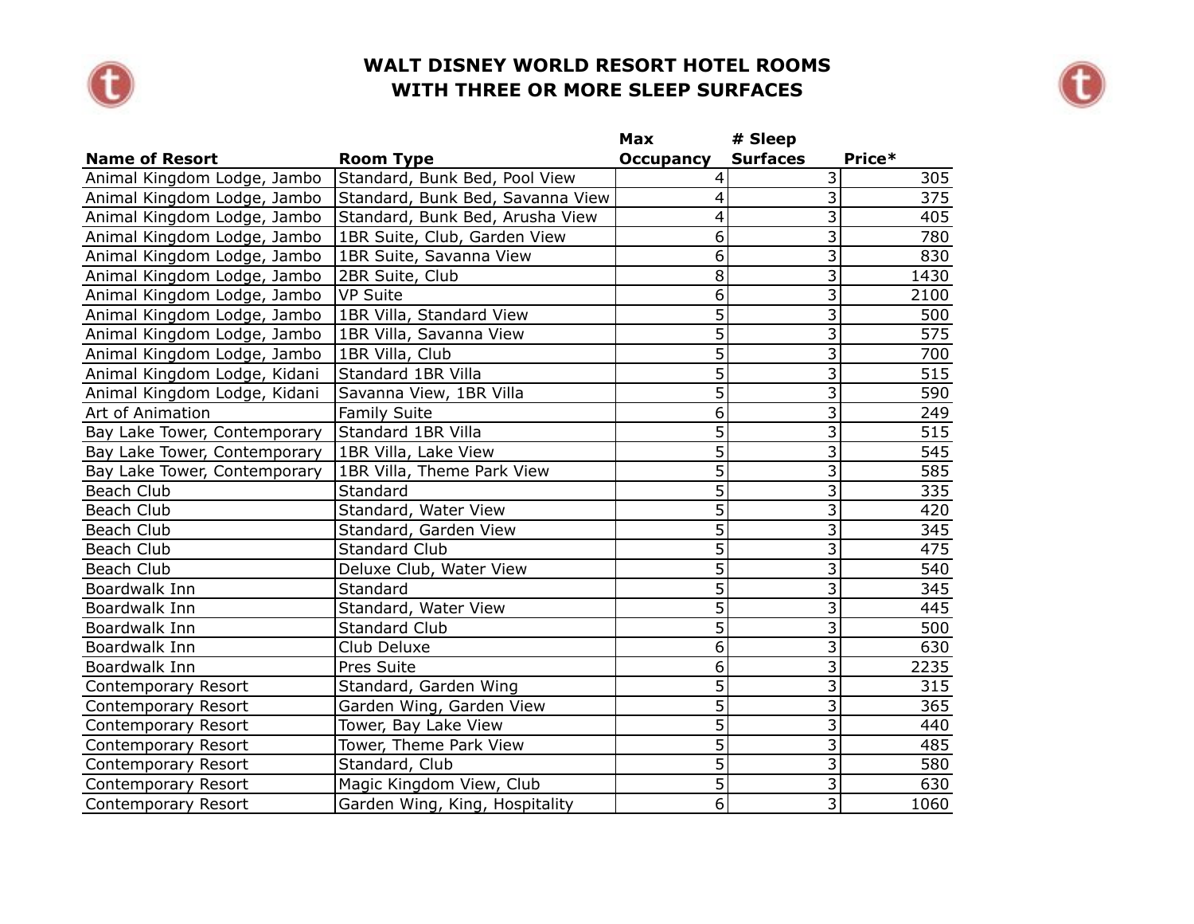# WALT DISNEY WORLD RESORT HOTEL ROOMS WITH THREE OR MORE SLEEP SURFACES

| Name of Resort | Room Type | Max Occupancy | # Sleep Surfaces | Price* |
|---|---|---|---|---|
| Animal Kingdom Lodge, Jambo | Standard, Bunk Bed, Pool View | 4 | 3 | 305 |
| Animal Kingdom Lodge, Jambo | Standard, Bunk Bed, Savanna View | 4 | 3 | 375 |
| Animal Kingdom Lodge, Jambo | Standard, Bunk Bed, Arusha View | 4 | 3 | 405 |
| Animal Kingdom Lodge, Jambo | 1BR Suite, Club, Garden View | 6 | 3 | 780 |
| Animal Kingdom Lodge, Jambo | 1BR Suite, Savanna View | 6 | 3 | 830 |
| Animal Kingdom Lodge, Jambo | 2BR Suite, Club | 8 | 3 | 1430 |
| Animal Kingdom Lodge, Jambo | VP Suite | 6 | 3 | 2100 |
| Animal Kingdom Lodge, Jambo | 1BR Villa, Standard View | 5 | 3 | 500 |
| Animal Kingdom Lodge, Jambo | 1BR Villa, Savanna View | 5 | 3 | 575 |
| Animal Kingdom Lodge, Jambo | 1BR Villa, Club | 5 | 3 | 700 |
| Animal Kingdom Lodge, Kidani | Standard 1BR Villa | 5 | 3 | 515 |
| Animal Kingdom Lodge, Kidani | Savanna View, 1BR Villa | 5 | 3 | 590 |
| Art of Animation | Family Suite | 6 | 3 | 249 |
| Bay Lake Tower, Contemporary | Standard 1BR Villa | 5 | 3 | 515 |
| Bay Lake Tower, Contemporary | 1BR Villa, Lake View | 5 | 3 | 545 |
| Bay Lake Tower, Contemporary | 1BR Villa, Theme Park View | 5 | 3 | 585 |
| Beach Club | Standard | 5 | 3 | 335 |
| Beach Club | Standard, Water View | 5 | 3 | 420 |
| Beach Club | Standard, Garden View | 5 | 3 | 345 |
| Beach Club | Standard Club | 5 | 3 | 475 |
| Beach Club | Deluxe Club, Water View | 5 | 3 | 540 |
| Boardwalk Inn | Standard | 5 | 3 | 345 |
| Boardwalk Inn | Standard, Water View | 5 | 3 | 445 |
| Boardwalk Inn | Standard Club | 5 | 3 | 500 |
| Boardwalk Inn | Club Deluxe | 6 | 3 | 630 |
| Boardwalk Inn | Pres Suite | 6 | 3 | 2235 |
| Contemporary Resort | Standard, Garden Wing | 5 | 3 | 315 |
| Contemporary Resort | Garden Wing, Garden View | 5 | 3 | 365 |
| Contemporary Resort | Tower, Bay Lake View | 5 | 3 | 440 |
| Contemporary Resort | Tower, Theme Park View | 5 | 3 | 485 |
| Contemporary Resort | Standard, Club | 5 | 3 | 580 |
| Contemporary Resort | Magic Kingdom View, Club | 5 | 3 | 630 |
| Contemporary Resort | Garden Wing, King, Hospitality | 6 | 3 | 1060 |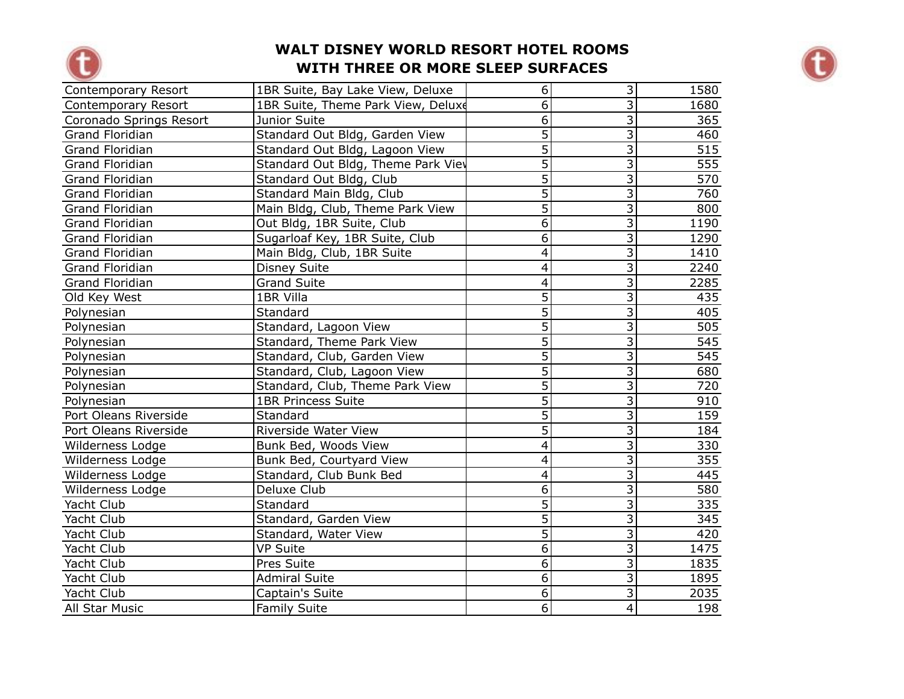# WALT DISNEY WORLD RESORT HOTEL ROOMS WITH THREE OR MORE SLEEP SURFACES

| | | | | |
|---|---|---|---|---|
| Contemporary Resort | 1BR Suite, Bay Lake View, Deluxe | 6 | 3 | 1580 |
| Contemporary Resort | 1BR Suite, Theme Park View, Deluxe | 6 | 3 | 1680 |
| Coronado Springs Resort | Junior Suite | 6 | 3 | 365 |
| Grand Floridian | Standard Out Bldg, Garden View | 5 | 3 | 460 |
| Grand Floridian | Standard Out Bldg, Lagoon View | 5 | 3 | 515 |
| Grand Floridian | Standard Out Bldg, Theme Park View | 5 | 3 | 555 |
| Grand Floridian | Standard Out Bldg, Club | 5 | 3 | 570 |
| Grand Floridian | Standard Main Bldg, Club | 5 | 3 | 760 |
| Grand Floridian | Main Bldg, Club, Theme Park View | 5 | 3 | 800 |
| Grand Floridian | Out Bldg, 1BR Suite, Club | 6 | 3 | 1190 |
| Grand Floridian | Sugarloaf Key, 1BR Suite, Club | 6 | 3 | 1290 |
| Grand Floridian | Main Bldg, Club, 1BR Suite | 4 | 3 | 1410 |
| Grand Floridian | Disney Suite | 4 | 3 | 2240 |
| Grand Floridian | Grand Suite | 4 | 3 | 2285 |
| Old Key West | 1BR Villa | 5 | 3 | 435 |
| Polynesian | Standard | 5 | 3 | 405 |
| Polynesian | Standard, Lagoon View | 5 | 3 | 505 |
| Polynesian | Standard, Theme Park View | 5 | 3 | 545 |
| Polynesian | Standard, Club, Garden View | 5 | 3 | 545 |
| Polynesian | Standard, Club, Lagoon View | 5 | 3 | 680 |
| Polynesian | Standard, Club, Theme Park View | 5 | 3 | 720 |
| Polynesian | 1BR Princess Suite | 5 | 3 | 910 |
| Port Oleans Riverside | Standard | 5 | 3 | 159 |
| Port Oleans Riverside | Riverside Water View | 5 | 3 | 184 |
| Wilderness Lodge | Bunk Bed, Woods View | 4 | 3 | 330 |
| Wilderness Lodge | Bunk Bed, Courtyard View | 4 | 3 | 355 |
| Wilderness Lodge | Standard, Club Bunk Bed | 4 | 3 | 445 |
| Wilderness Lodge | Deluxe Club | 6 | 3 | 580 |
| Yacht Club | Standard | 5 | 3 | 335 |
| Yacht Club | Standard, Garden View | 5 | 3 | 345 |
| Yacht Club | Standard, Water View | 5 | 3 | 420 |
| Yacht Club | VP Suite | 6 | 3 | 1475 |
| Yacht Club | Pres Suite | 6 | 3 | 1835 |
| Yacht Club | Admiral Suite | 6 | 3 | 1895 |
| Yacht Club | Captain's Suite | 6 | 3 | 2035 |
| All Star Music | Family Suite | 6 | 4 | 198 |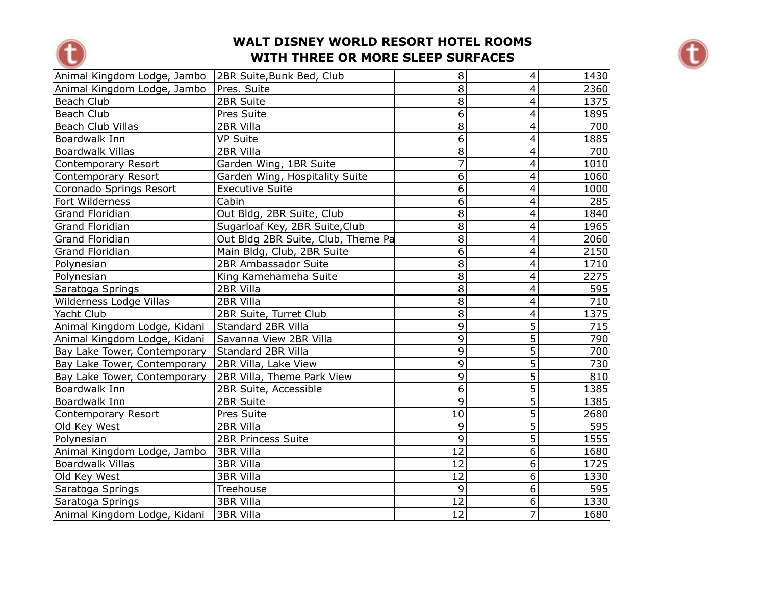# WALT DISNEY WORLD RESORT HOTEL ROOMS WITH THREE OR MORE SLEEP SURFACES

| | | | | |
|---|---|---|---|---|
| Animal Kingdom Lodge, Jambo | 2BR Suite,Bunk Bed, Club | 8 | 4 | 1430 |
| Animal Kingdom Lodge, Jambo | Pres. Suite | 8 | 4 | 2360 |
| Beach Club | 2BR Suite | 8 | 4 | 1375 |
| Beach Club | Pres Suite | 6 | 4 | 1895 |
| Beach Club Villas | 2BR Villa | 8 | 4 | 700 |
| Boardwalk Inn | VP Suite | 6 | 4 | 1885 |
| Boardwalk Villas | 2BR Villa | 8 | 4 | 700 |
| Contemporary Resort | Garden Wing, 1BR Suite | 7 | 4 | 1010 |
| Contemporary Resort | Garden Wing, Hospitality Suite | 6 | 4 | 1060 |
| Coronado Springs Resort | Executive Suite | 6 | 4 | 1000 |
| Fort Wilderness | Cabin | 6 | 4 | 285 |
| Grand Floridian | Out Bldg, 2BR Suite, Club | 8 | 4 | 1840 |
| Grand Floridian | Sugarloaf Key, 2BR Suite,Club | 8 | 4 | 1965 |
| Grand Floridian | Out Bldg 2BR Suite, Club, Theme Pa | 8 | 4 | 2060 |
| Grand Floridian | Main Bldg, Club, 2BR Suite | 6 | 4 | 2150 |
| Polynesian | 2BR Ambassador Suite | 8 | 4 | 1710 |
| Polynesian | King Kamehameha Suite | 8 | 4 | 2275 |
| Saratoga Springs | 2BR Villa | 8 | 4 | 595 |
| Wilderness Lodge Villas | 2BR Villa | 8 | 4 | 710 |
| Yacht Club | 2BR Suite, Turret Club | 8 | 4 | 1375 |
| Animal Kingdom Lodge, Kidani | Standard 2BR Villa | 9 | 5 | 715 |
| Animal Kingdom Lodge, Kidani | Savanna View 2BR Villa | 9 | 5 | 790 |
| Bay Lake Tower, Contemporary | Standard 2BR Villa | 9 | 5 | 700 |
| Bay Lake Tower, Contemporary | 2BR Villa, Lake View | 9 | 5 | 730 |
| Bay Lake Tower, Contemporary | 2BR Villa, Theme Park View | 9 | 5 | 810 |
| Boardwalk Inn | 2BR Suite, Accessible | 6 | 5 | 1385 |
| Boardwalk Inn | 2BR Suite | 9 | 5 | 1385 |
| Contemporary Resort | Pres Suite | 10 | 5 | 2680 |
| Old Key West | 2BR Villa | 9 | 5 | 595 |
| Polynesian | 2BR Princess Suite | 9 | 5 | 1555 |
| Animal Kingdom Lodge, Jambo | 3BR Villa | 12 | 6 | 1680 |
| Boardwalk Villas | 3BR Villa | 12 | 6 | 1725 |
| Old Key West | 3BR Villa | 12 | 6 | 1330 |
| Saratoga Springs | Treehouse | 9 | 6 | 595 |
| Saratoga Springs | 3BR Villa | 12 | 6 | 1330 |
| Animal Kingdom Lodge, Kidani | 3BR Villa | 12 | 7 | 1680 |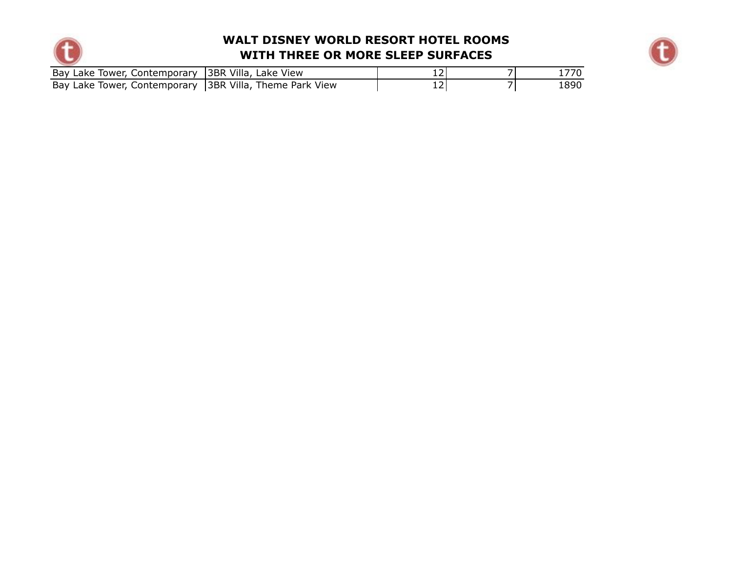# WALT DISNEY WORLD RESORT HOTEL ROOMS WITH THREE OR MORE SLEEP SURFACES

| | | | | |
|---|---|---|---|---|
| Bay Lake Tower, Contemporary | 3BR Villa, Lake View | 12 | 7 | 1770 |
| Bay Lake Tower, Contemporary | 3BR Villa, Theme Park View | 12 | 7 | 1890 |